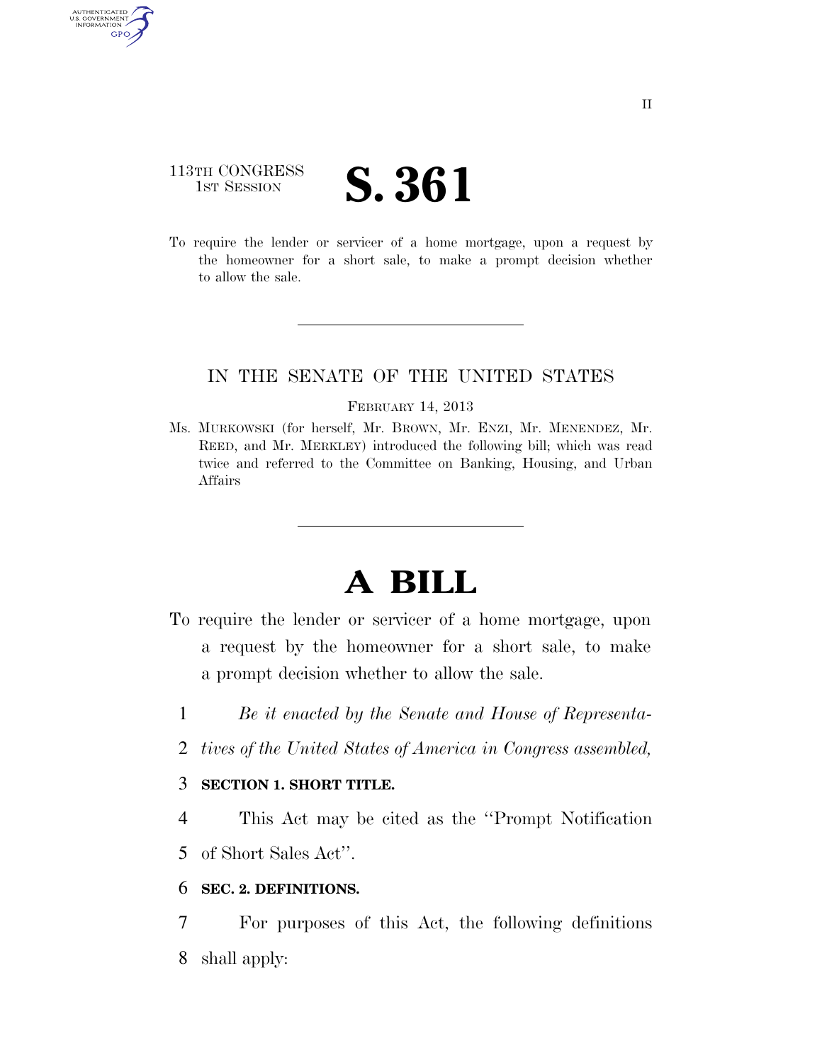113TH CONGRESS
1ST SESSION

# S. 361

To require the lender or servicer of a home mortgage, upon a request by the homeowner for a short sale, to make a prompt decision whether to allow the sale.

IN THE SENATE OF THE UNITED STATES

FEBRUARY 14, 2013

Ms. MURKOWSKI (for herself, Mr. BROWN, Mr. ENZI, Mr. MENENDEZ, Mr. REED, and Mr. MERKLEY) introduced the following bill; which was read twice and referred to the Committee on Banking, Housing, and Urban Affairs

# A BILL

To require the lender or servicer of a home mortgage, upon a request by the homeowner for a short sale, to make a prompt decision whether to allow the sale.

1 *Be it enacted by the Senate and House of Representa-*
2 *tives of the United States of America in Congress assembled,*

3 **SECTION 1. SHORT TITLE.**

4 This Act may be cited as the ''Prompt Notification
5 of Short Sales Act''.

6 **SEC. 2. DEFINITIONS.**

7 For purposes of this Act, the following definitions
8 shall apply: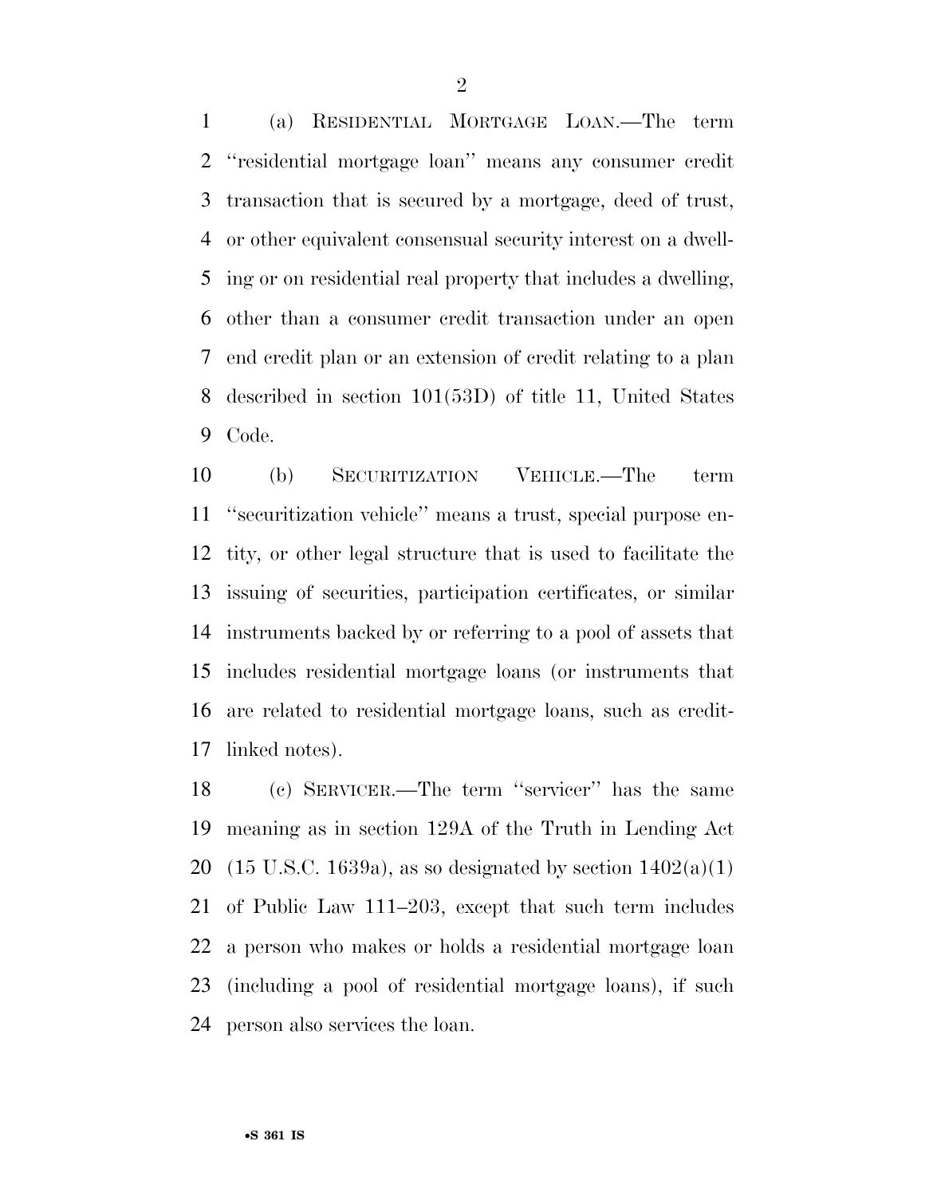(a) RESIDENTIAL MORTGAGE LOAN.—The term ''residential mortgage loan'' means any consumer credit transaction that is secured by a mortgage, deed of trust, or other equivalent consensual security interest on a dwelling or on residential real property that includes a dwelling, other than a consumer credit transaction under an open end credit plan or an extension of credit relating to a plan described in section 101(53D) of title 11, United States Code.

(b) SECURITIZATION VEHICLE.—The term ''securitization vehicle'' means a trust, special purpose entity, or other legal structure that is used to facilitate the issuing of securities, participation certificates, or similar instruments backed by or referring to a pool of assets that includes residential mortgage loans (or instruments that are related to residential mortgage loans, such as credit-linked notes).

(c) SERVICER.—The term ''servicer'' has the same meaning as in section 129A of the Truth in Lending Act (15 U.S.C. 1639a), as so designated by section 1402(a)(1) of Public Law 111–203, except that such term includes a person who makes or holds a residential mortgage loan (including a pool of residential mortgage loans), if such person also services the loan.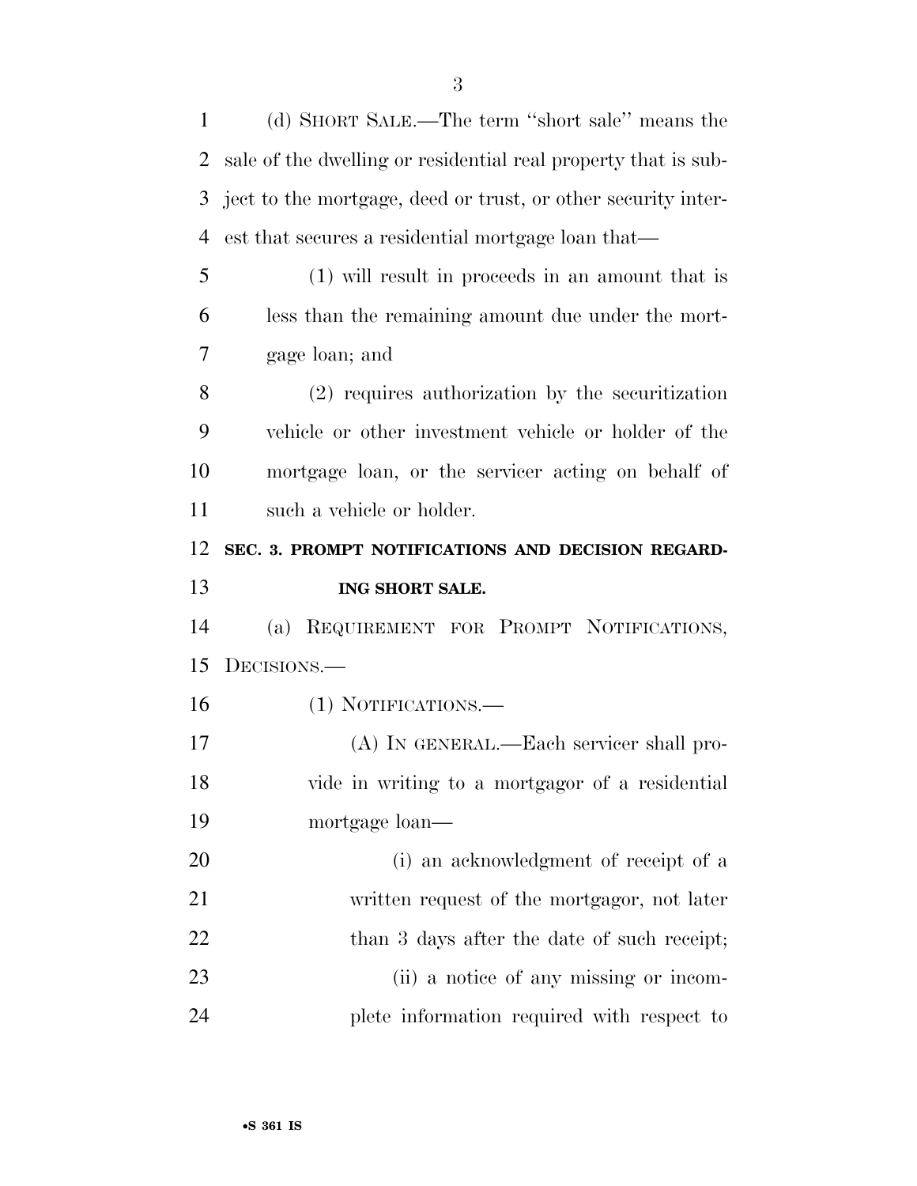(d) SHORT SALE.—The term "short sale" means the sale of the dwelling or residential real property that is subject to the mortgage, deed or trust, or other security interest that secures a residential mortgage loan that—

(1) will result in proceeds in an amount that is less than the remaining amount due under the mortgage loan; and

(2) requires authorization by the securitization vehicle or other investment vehicle or holder of the mortgage loan, or the servicer acting on behalf of such a vehicle or holder.

## SEC. 3. PROMPT NOTIFICATIONS AND DECISION REGARDING SHORT SALE.

(a) REQUIREMENT FOR PROMPT NOTIFICATIONS, DECISIONS.—

(1) NOTIFICATIONS.—

(A) IN GENERAL.—Each servicer shall provide in writing to a mortgagor of a residential mortgage loan—

(i) an acknowledgment of receipt of a written request of the mortgagor, not later than 3 days after the date of such receipt;

(ii) a notice of any missing or incomplete information required with respect to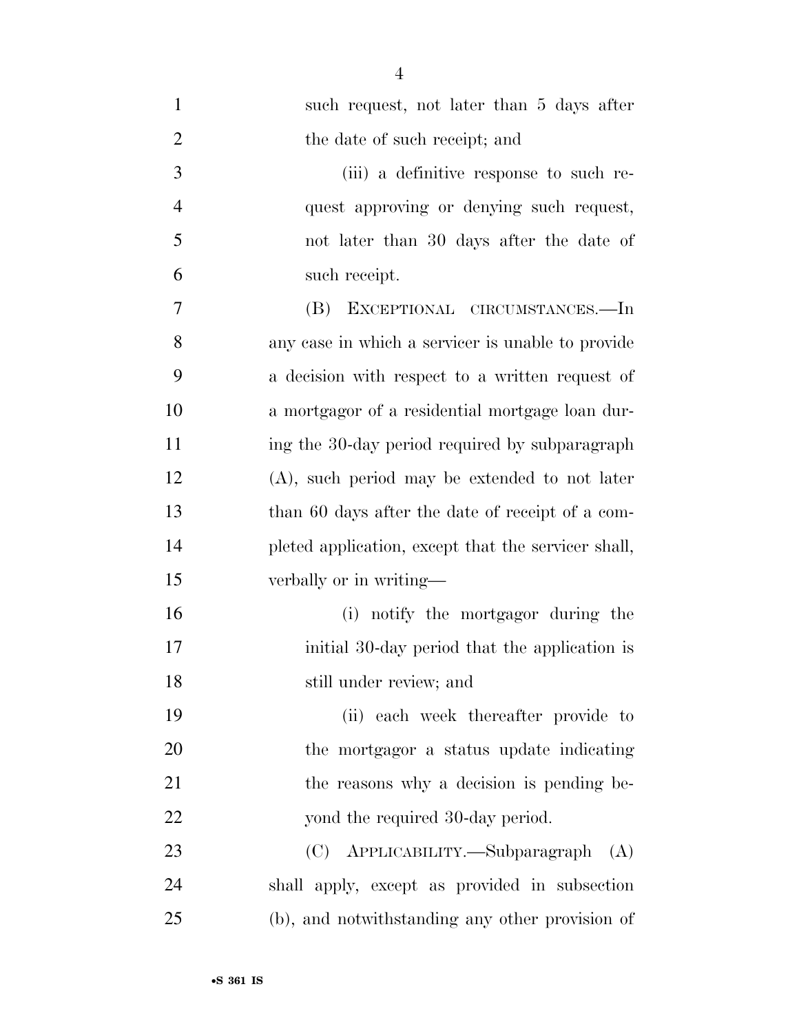such request, not later than 5 days after the date of such receipt; and

(iii) a definitive response to such request approving or denying such request, not later than 30 days after the date of such receipt.

(B) EXCEPTIONAL CIRCUMSTANCES.—In any case in which a servicer is unable to provide a decision with respect to a written request of a mortgagor of a residential mortgage loan during the 30-day period required by subparagraph (A), such period may be extended to not later than 60 days after the date of receipt of a completed application, except that the servicer shall, verbally or in writing—

(i) notify the mortgagor during the initial 30-day period that the application is still under review; and

(ii) each week thereafter provide to the mortgagor a status update indicating the reasons why a decision is pending beyond the required 30-day period.

(C) APPLICABILITY.—Subparagraph (A) shall apply, except as provided in subsection (b), and notwithstanding any other provision of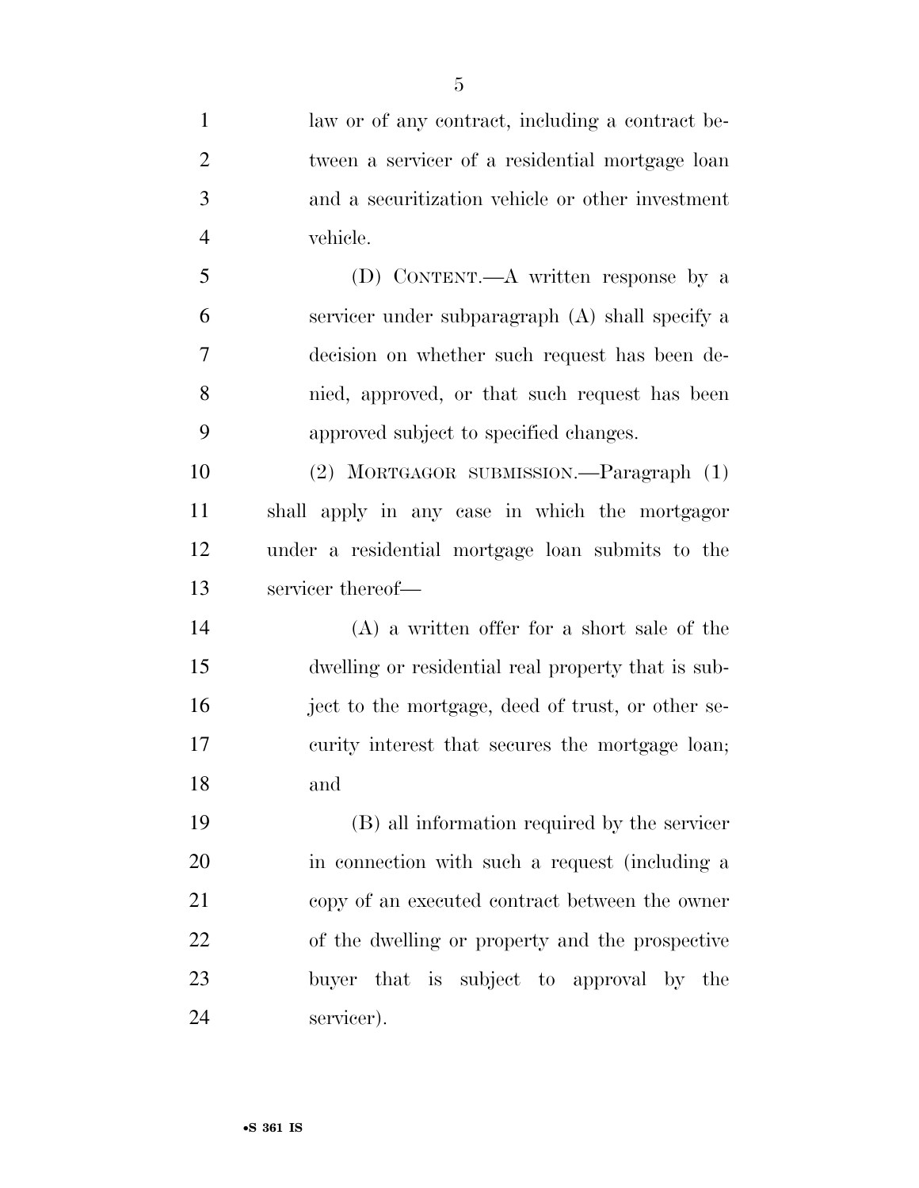law or of any contract, including a contract between a servicer of a residential mortgage loan and a securitization vehicle or other investment vehicle.

(D) CONTENT.—A written response by a servicer under subparagraph (A) shall specify a decision on whether such request has been denied, approved, or that such request has been approved subject to specified changes.

(2) MORTGAGOR SUBMISSION.—Paragraph (1) shall apply in any case in which the mortgagor under a residential mortgage loan submits to the servicer thereof—

(A) a written offer for a short sale of the dwelling or residential real property that is subject to the mortgage, deed of trust, or other security interest that secures the mortgage loan; and

(B) all information required by the servicer in connection with such a request (including a copy of an executed contract between the owner of the dwelling or property and the prospective buyer that is subject to approval by the servicer).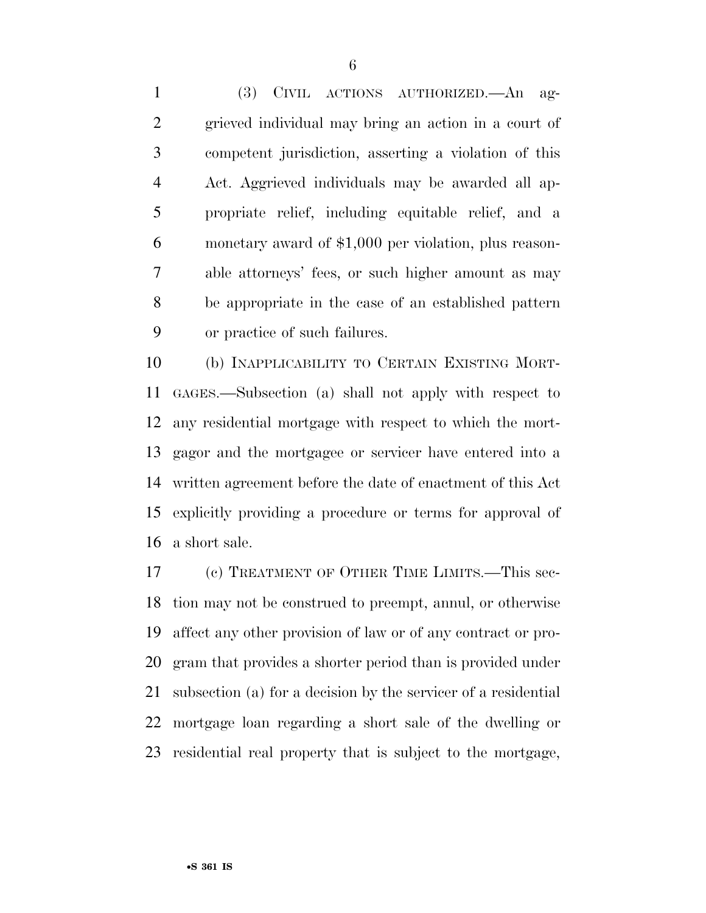(3) CIVIL ACTIONS AUTHORIZED.—An aggrieved individual may bring an action in a court of competent jurisdiction, asserting a violation of this Act. Aggrieved individuals may be awarded all appropriate relief, including equitable relief, and a monetary award of $1,000 per violation, plus reasonable attorneys' fees, or such higher amount as may be appropriate in the case of an established pattern or practice of such failures.

(b) INAPPLICABILITY TO CERTAIN EXISTING MORTGAGES.—Subsection (a) shall not apply with respect to any residential mortgage with respect to which the mortgagor and the mortgagee or servicer have entered into a written agreement before the date of enactment of this Act explicitly providing a procedure or terms for approval of a short sale.

(c) TREATMENT OF OTHER TIME LIMITS.—This section may not be construed to preempt, annul, or otherwise affect any other provision of law or of any contract or program that provides a shorter period than is provided under subsection (a) for a decision by the servicer of a residential mortgage loan regarding a short sale of the dwelling or residential real property that is subject to the mortgage,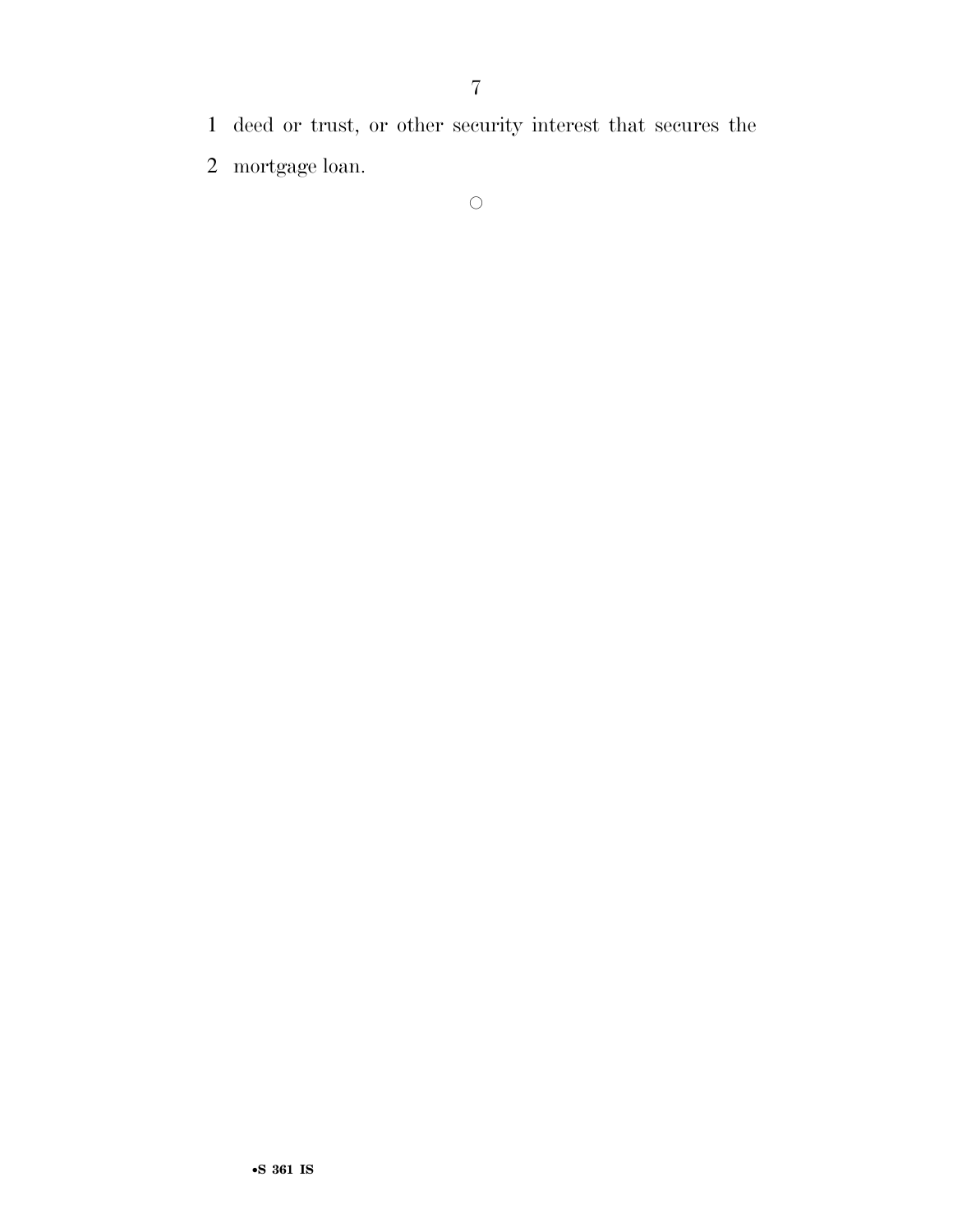deed or trust, or other security interest that secures the mortgage loan.

○